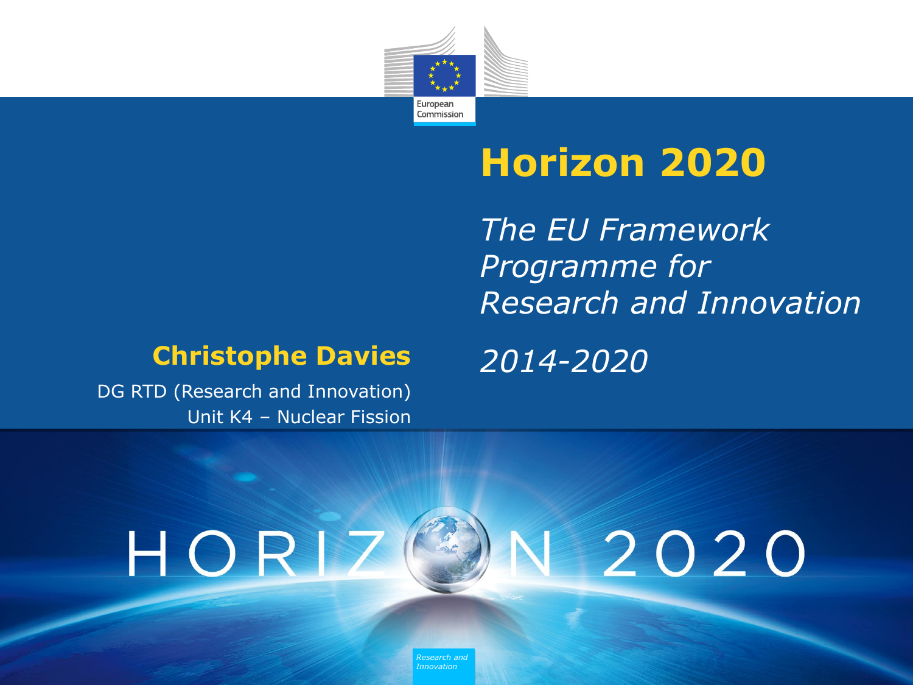# Horizon 2020

*The EU Framework Programme for Research and Innovation*

*2014-2020*

**Christophe Davies**

DG RTD (Research and Innovation)
Unit K4 – Nuclear Fission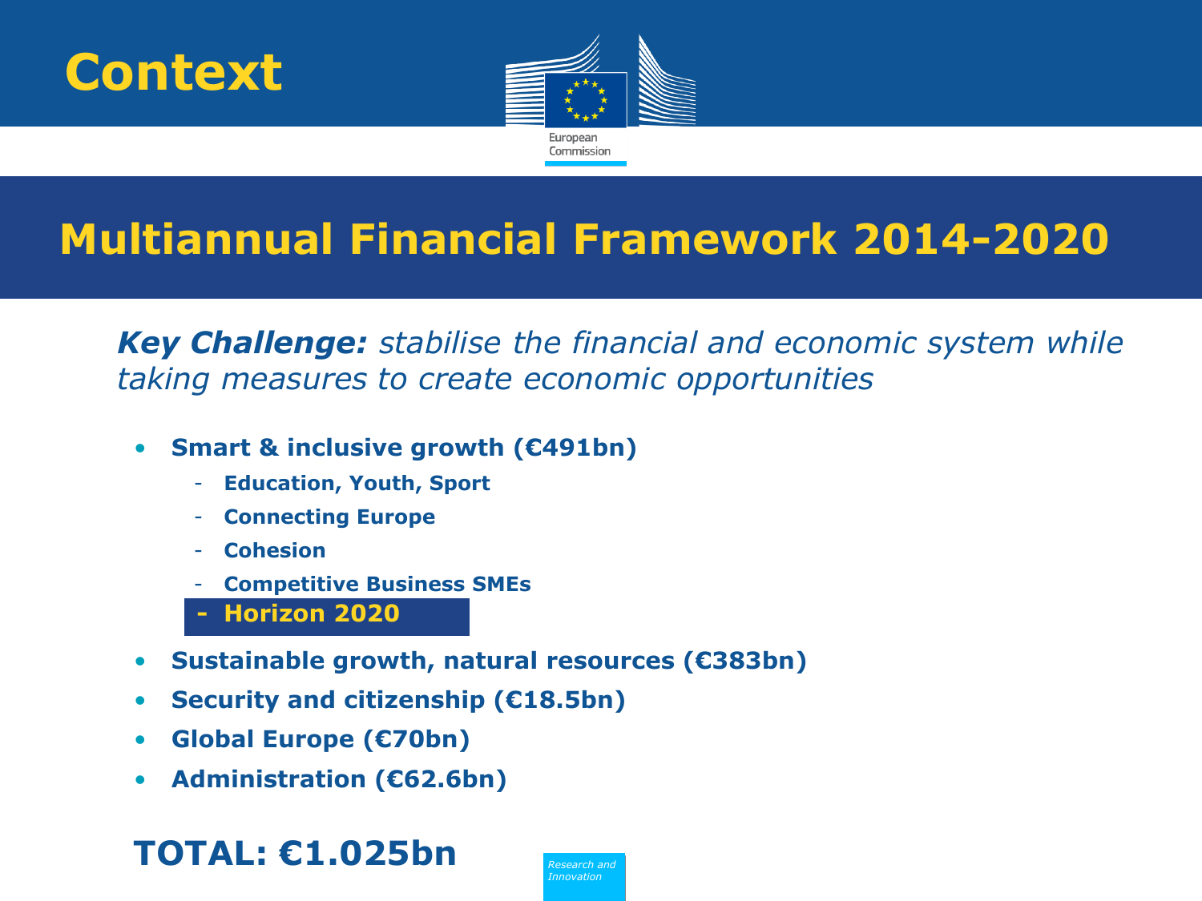# Context

## Multiannual Financial Framework 2014-2020

***Key Challenge:*** *stabilise the financial and economic system while taking measures to create economic opportunities*

- **Smart & inclusive growth (€491bn)**
  - **Education, Youth, Sport**
  - **Connecting Europe**
  - **Cohesion**
  - **Competitive Business SMEs**
  - **Horizon 2020**
- **Sustainable growth, natural resources (€383bn)**
- **Security and citizenship (€18.5bn)**
- **Global Europe (€70bn)**
- **Administration (€62.6bn)**

**TOTAL: €1.025bn**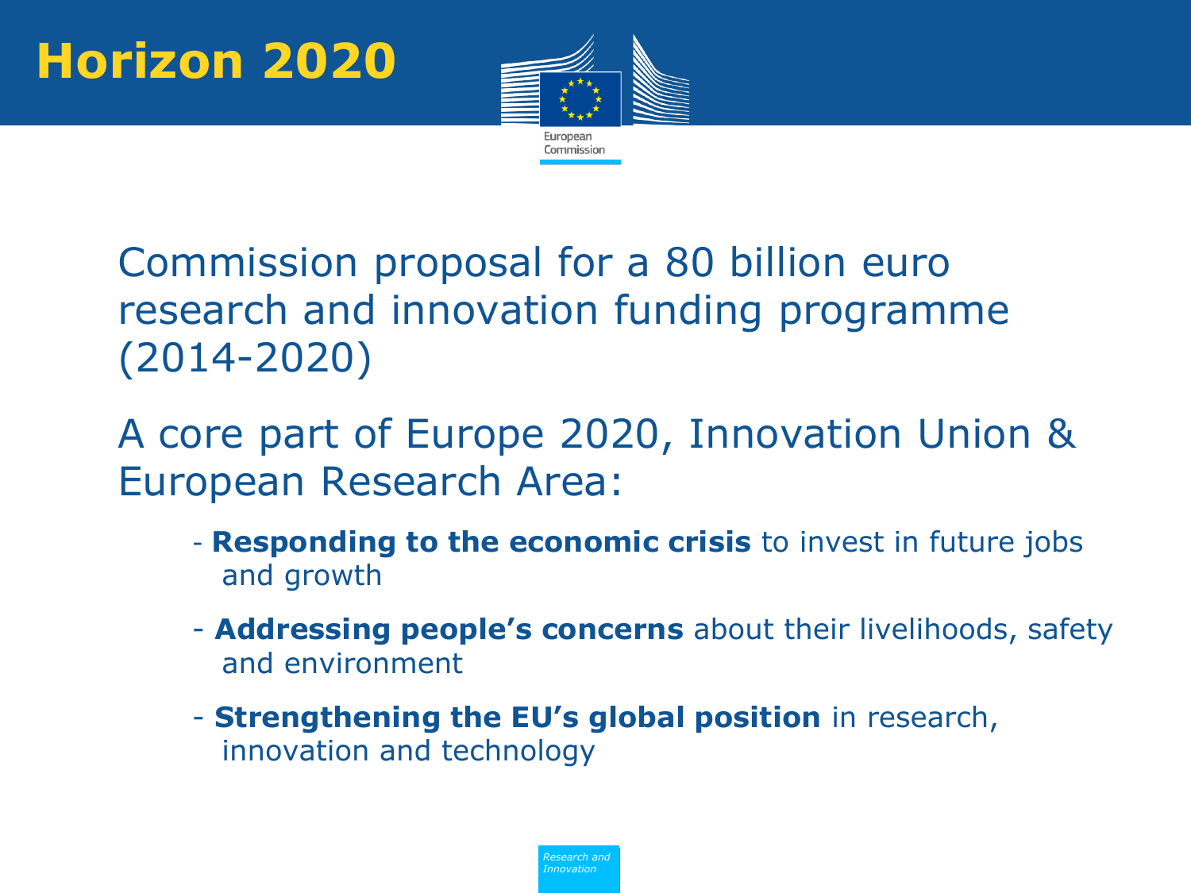# Horizon 2020

Commission proposal for a 80 billion euro research and innovation funding programme (2014-2020)

A core part of Europe 2020, Innovation Union & European Research Area:

- **Responding to the economic crisis** to invest in future jobs and growth
- **Addressing people's concerns** about their livelihoods, safety and environment
- **Strengthening the EU's global position** in research, innovation and technology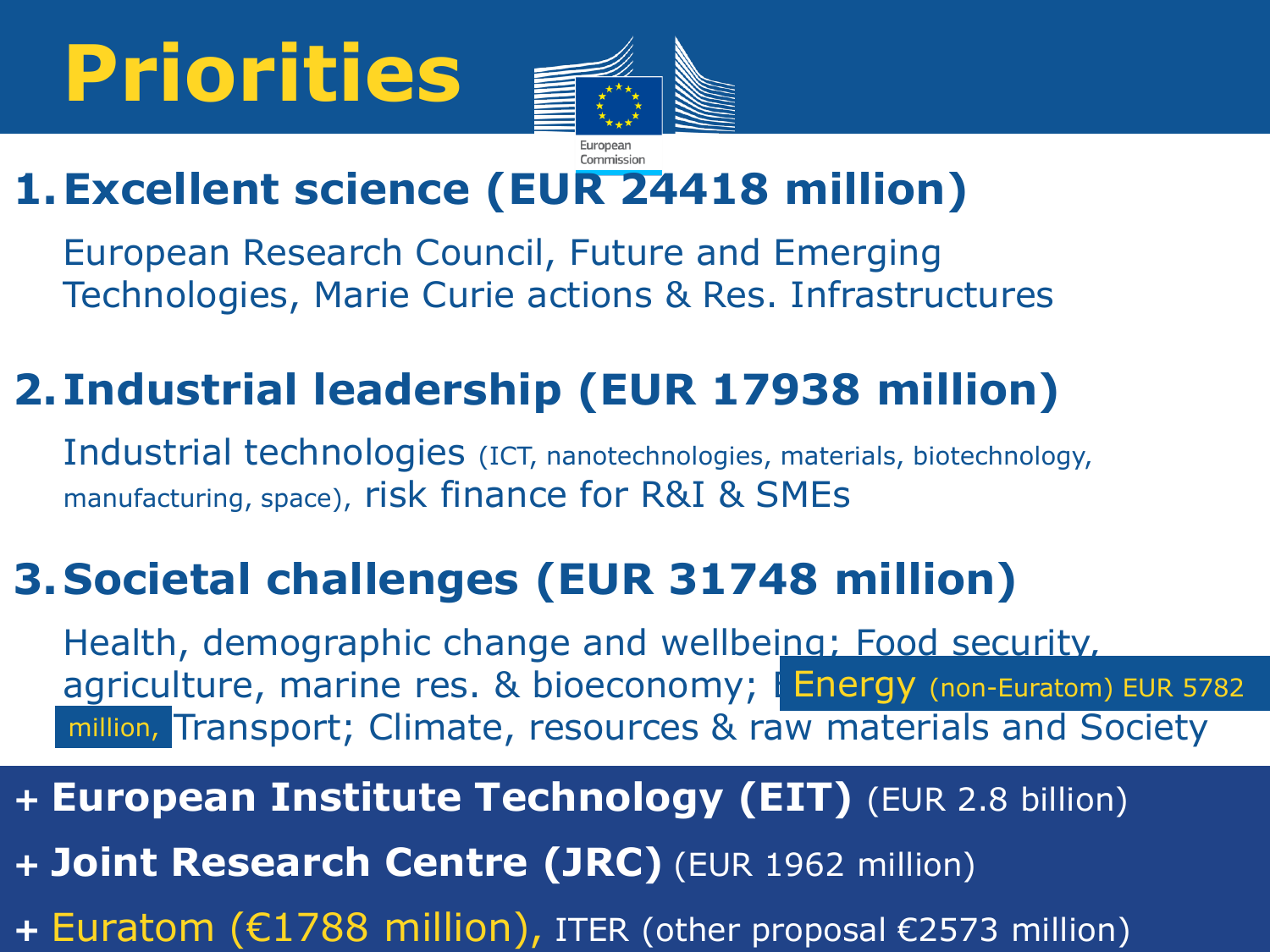# Priorities

European Commission

1. **Excellent science (EUR 24418 million)**

   European Research Council, Future and Emerging Technologies, Marie Curie actions & Res. Infrastructures

2. **Industrial leadership (EUR 17938 million)**

   Industrial technologies (ICT, nanotechnologies, materials, biotechnology, manufacturing, space), risk finance for R&I & SMEs

3. **Societal challenges (EUR 31748 million)**

   Health, demographic change and wellbeing; Food security, agriculture, marine res. & bioeconomy; Energy (non-Euratom) EUR 5782 million, Transport; Climate, resources & raw materials and Society

\+ **European Institute Technology (EIT)** (EUR 2.8 billion)

\+ **Joint Research Centre (JRC)** (EUR 1962 million)

\+ Euratom (€1788 million), ITER (other proposal €2573 million)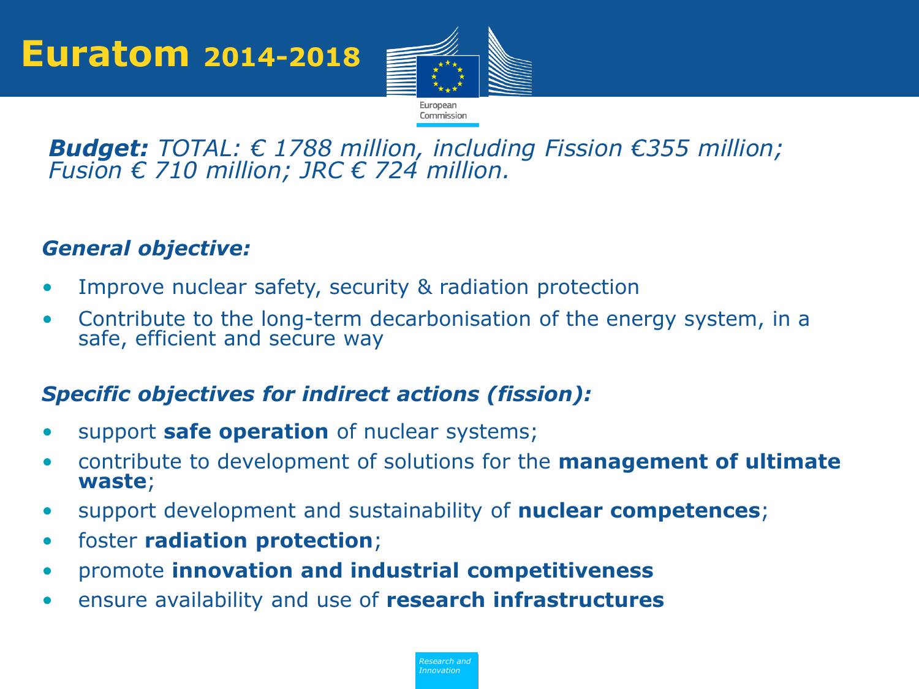# Euratom 2014-2018

***Budget:** TOTAL: € 1788 million, including Fission €355 million; Fusion € 710 million; JRC € 724 million.*

***General objective:***

- Improve nuclear safety, security & radiation protection
- Contribute to the long-term decarbonisation of the energy system, in a safe, efficient and secure way

***Specific objectives for indirect actions (fission):***

- support **safe operation** of nuclear systems;
- contribute to development of solutions for the **management of ultimate waste**;
- support development and sustainability of **nuclear competences**;
- foster **radiation protection**;
- promote **innovation and industrial competitiveness**
- ensure availability and use of **research infrastructures**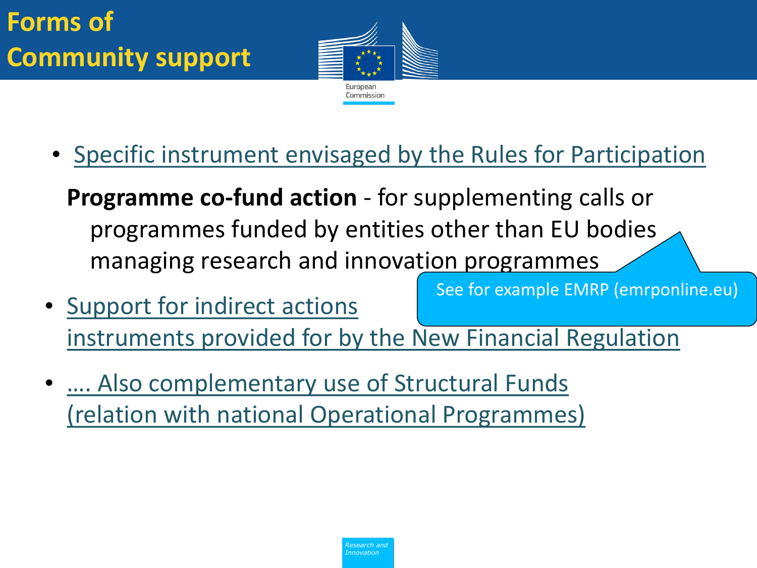# Forms of Community support

- Specific instrument envisaged by the Rules for Participation

  **Programme co-fund action** - for supplementing calls or programmes funded by entities other than EU bodies managing research and innovation programmes

  See for example EMRP (emrponline.eu)

- Support for indirect actions instruments provided for by the New Financial Regulation

- …. Also complementary use of Structural Funds (relation with national Operational Programmes)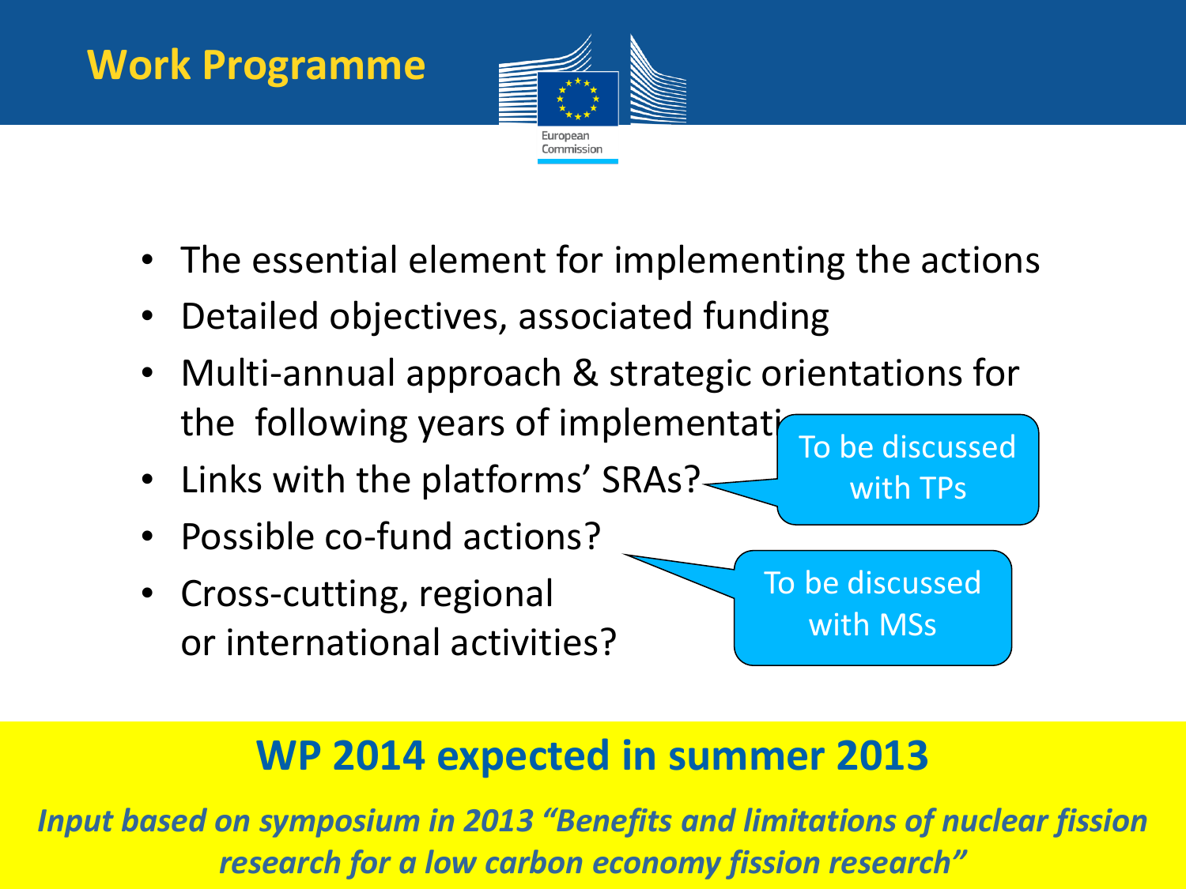# Work Programme

European Commission

- The essential element for implementing the actions
- Detailed objectives, associated funding
- Multi-annual approach & strategic orientations for the following years of implementation
- Links with the platforms' SRAs?
- Possible co-fund actions?
- Cross-cutting, regional or international activities?

To be discussed with TPs

To be discussed with MSs

**WP 2014 expected in summer 2013**

***Input based on symposium in 2013 "Benefits and limitations of nuclear fission research for a low carbon economy fission research"***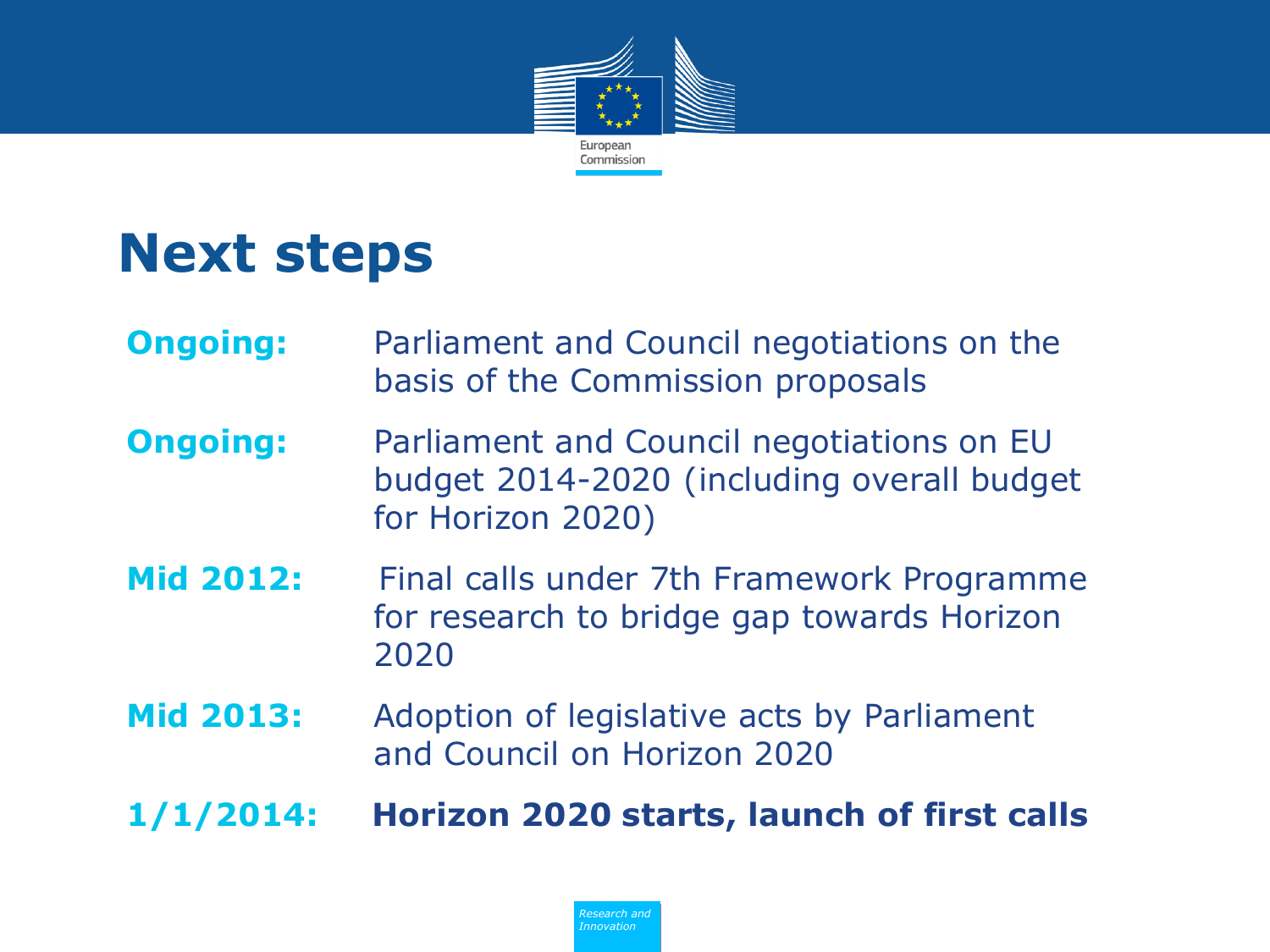# Next steps

| | |
|---|---|
| **Ongoing:** | Parliament and Council negotiations on the basis of the Commission proposals |
| **Ongoing:** | Parliament and Council negotiations on EU budget 2014-2020 (including overall budget for Horizon 2020) |
| **Mid 2012:** | Final calls under 7th Framework Programme for research to bridge gap towards Horizon 2020 |
| **Mid 2013:** | Adoption of legislative acts by Parliament and Council on Horizon 2020 |
| **1/1/2014:** | **Horizon 2020 starts, launch of first calls** |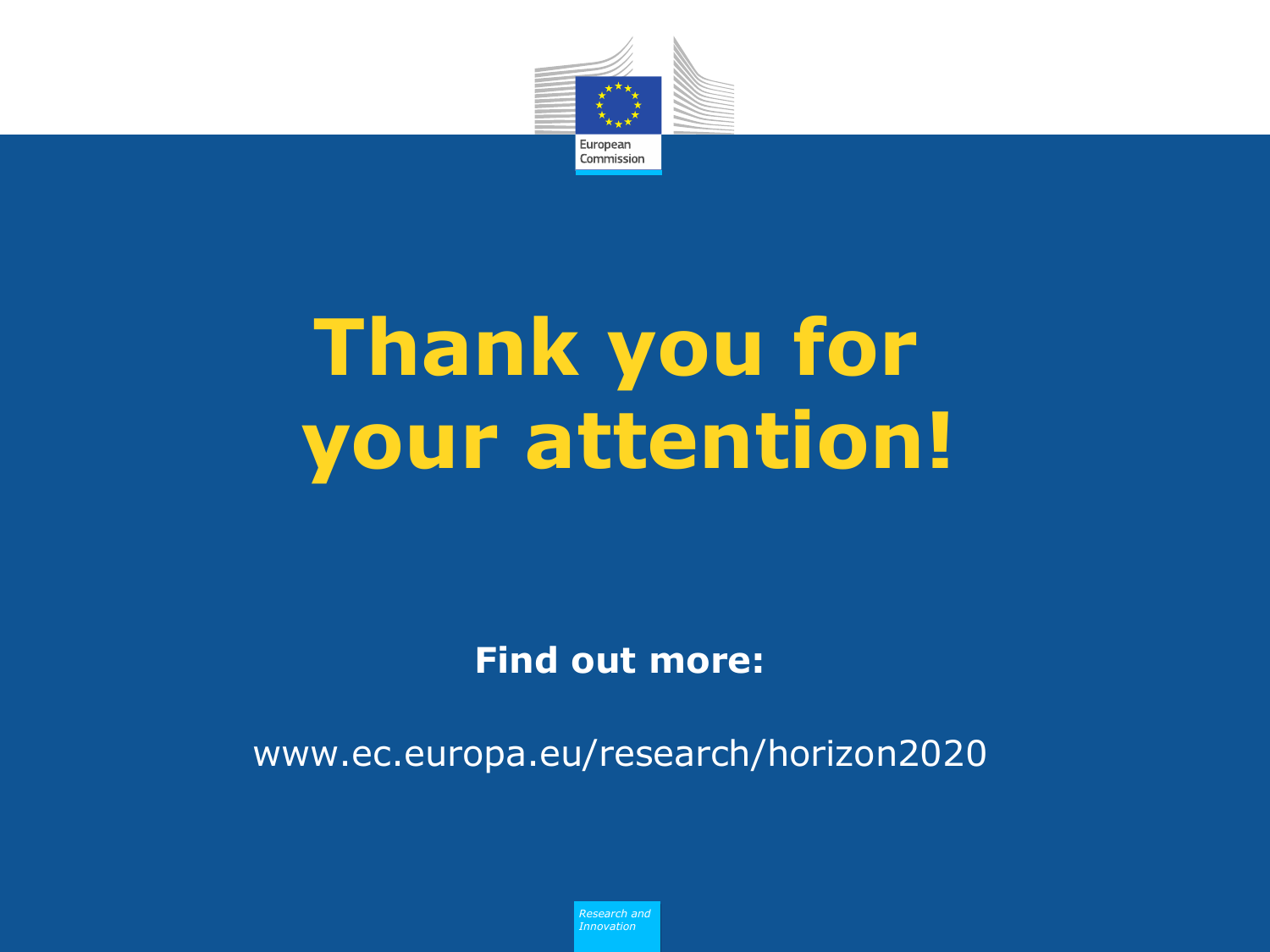# Thank you for your attention!

**Find out more:**

www.ec.europa.eu/research/horizon2020